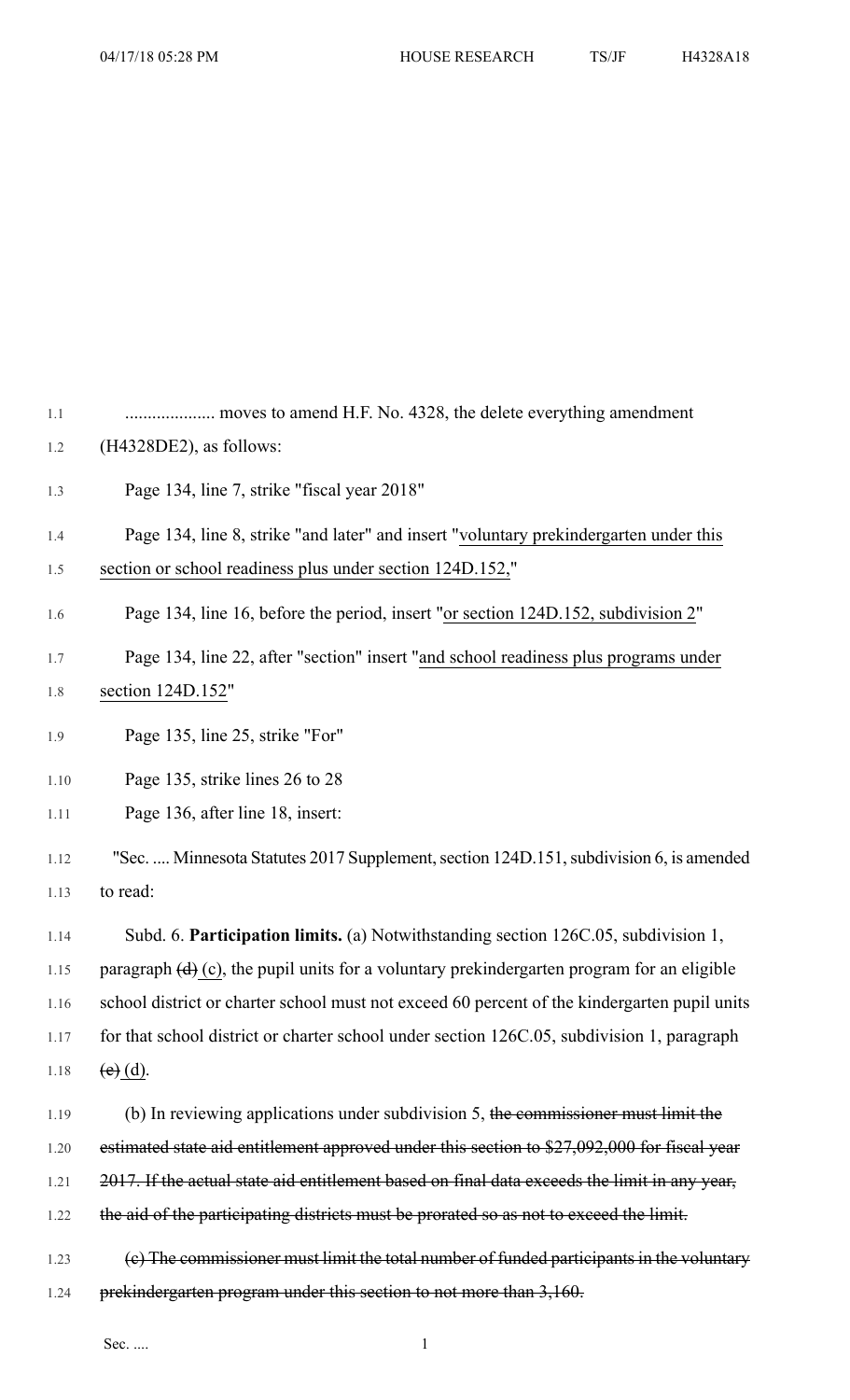.................... moves to amend H.F. No. 4328, the delete everything amendment (H4328DE2), as follows:

Page 134, line 7, strike "fiscal year 2018"

Page 134, line 8, strike "and later" and insert "<u>voluntary prekindergarten under this section or school readiness plus under section 124D.152,</u>"

Page 134, line 16, before the period, insert "<u>or section 124D.152, subdivision 2</u>"

Page 134, line 22, after "section" insert "<u>and school readiness plus programs under section 124D.152</u>"

Page 135, line 25, strike "For"

Page 135, strike lines 26 to 28

Page 136, after line 18, insert:

"Sec. .... Minnesota Statutes 2017 Supplement, section 124D.151, subdivision 6, is amended to read:

Subd. 6. **Participation limits.** (a) Notwithstanding section 126C.05, subdivision 1, paragraph ~~(d)~~ <u>(c)</u>, the pupil units for a voluntary prekindergarten program for an eligible school district or charter school must not exceed 60 percent of the kindergarten pupil units for that school district or charter school under section 126C.05, subdivision 1, paragraph ~~(e)~~ <u>(d)</u>.

(b) In reviewing applications under subdivision 5, ~~the commissioner must limit the estimated state aid entitlement approved under this section to $27,092,000 for fiscal year 2017. If the actual state aid entitlement based on final data exceeds the limit in any year, the aid of the participating districts must be prorated so as not to exceed the limit.~~

~~(c) The commissioner must limit the total number of funded participants in the voluntary prekindergarten program under this section to not more than 3,160.~~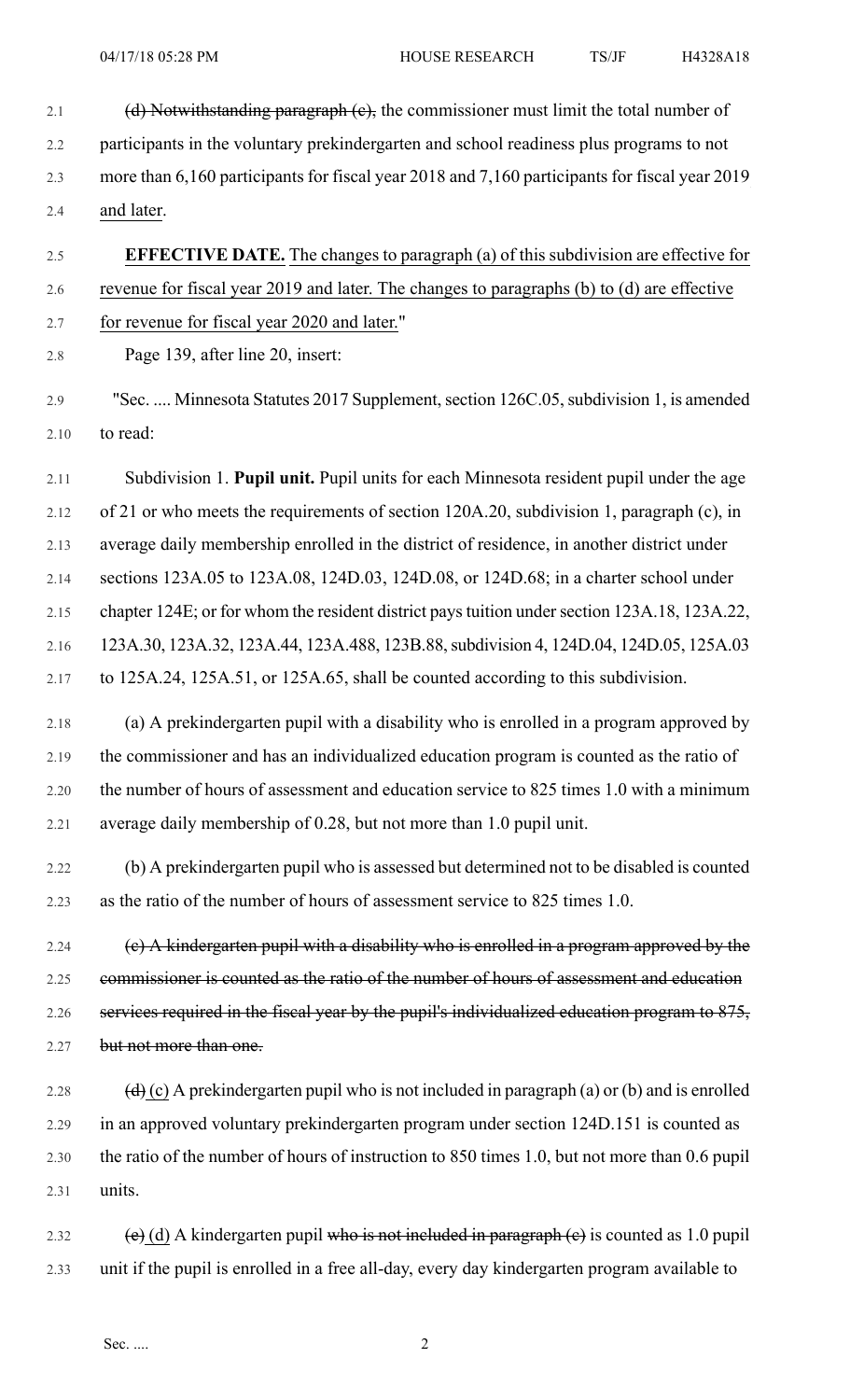~~(d) Notwithstanding paragraph (c),~~ the commissioner must limit the total number of participants in the voluntary prekindergarten and school readiness plus programs to not more than 6,160 participants for fiscal year 2018 and 7,160 participants for fiscal year 2019 <u>and later</u>.

**EFFECTIVE DATE.** <u>The changes to paragraph (a) of this subdivision are effective for revenue for fiscal year 2019 and later. The changes to paragraphs (b) to (d) are effective for revenue for fiscal year 2020 and later.</u>"

Page 139, after line 20, insert:

"Sec. .... Minnesota Statutes 2017 Supplement, section 126C.05, subdivision 1, is amended to read:

Subdivision 1. **Pupil unit.** Pupil units for each Minnesota resident pupil under the age of 21 or who meets the requirements of section 120A.20, subdivision 1, paragraph (c), in average daily membership enrolled in the district of residence, in another district under sections 123A.05 to 123A.08, 124D.03, 124D.08, or 124D.68; in a charter school under chapter 124E; or for whom the resident district pays tuition under section 123A.18, 123A.22, 123A.30, 123A.32, 123A.44, 123A.488, 123B.88, subdivision 4, 124D.04, 124D.05, 125A.03 to 125A.24, 125A.51, or 125A.65, shall be counted according to this subdivision.

(a) A prekindergarten pupil with a disability who is enrolled in a program approved by the commissioner and has an individualized education program is counted as the ratio of the number of hours of assessment and education service to 825 times 1.0 with a minimum average daily membership of 0.28, but not more than 1.0 pupil unit.

(b) A prekindergarten pupil who is assessed but determined not to be disabled is counted as the ratio of the number of hours of assessment service to 825 times 1.0.

~~(c) A kindergarten pupil with a disability who is enrolled in a program approved by the commissioner is counted as the ratio of the number of hours of assessment and education services required in the fiscal year by the pupil's individualized education program to 875, but not more than one.~~

~~(d)~~ <u>(c)</u> A prekindergarten pupil who is not included in paragraph (a) or (b) and is enrolled in an approved voluntary prekindergarten program under section 124D.151 is counted as the ratio of the number of hours of instruction to 850 times 1.0, but not more than 0.6 pupil units.

~~(e)~~ <u>(d)</u> A kindergarten pupil ~~who is not included in paragraph (c)~~ is counted as 1.0 pupil unit if the pupil is enrolled in a free all-day, every day kindergarten program available to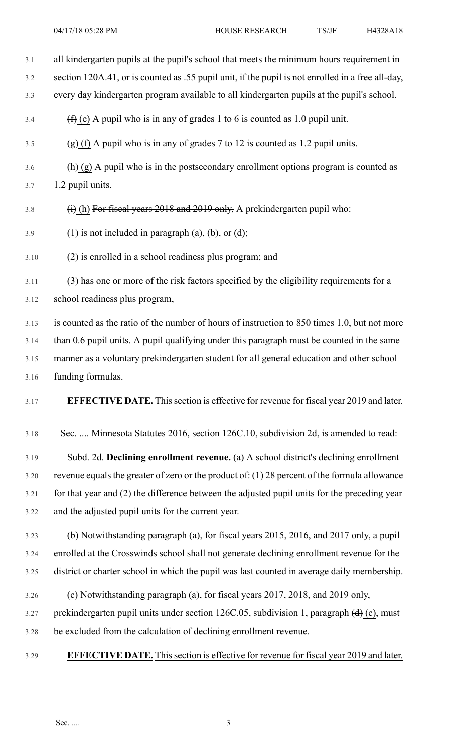all kindergarten pupils at the pupil's school that meets the minimum hours requirement in section 120A.41, or is counted as .55 pupil unit, if the pupil is not enrolled in a free all-day, every day kindergarten program available to all kindergarten pupils at the pupil's school.

~~(f)~~ (e) A pupil who is in any of grades 1 to 6 is counted as 1.0 pupil unit.

~~(g)~~ (f) A pupil who is in any of grades 7 to 12 is counted as 1.2 pupil units.

~~(h)~~ (g) A pupil who is in the postsecondary enrollment options program is counted as 1.2 pupil units.

~~(i)~~ (h) ~~For fiscal years 2018 and 2019 only,~~ A prekindergarten pupil who:

(1) is not included in paragraph (a), (b), or (d);

(2) is enrolled in a school readiness plus program; and

(3) has one or more of the risk factors specified by the eligibility requirements for a school readiness plus program,

is counted as the ratio of the number of hours of instruction to 850 times 1.0, but not more than 0.6 pupil units. A pupil qualifying under this paragraph must be counted in the same manner as a voluntary prekindergarten student for all general education and other school funding formulas.

**EFFECTIVE DATE.** This section is effective for revenue for fiscal year 2019 and later.

Sec. .... Minnesota Statutes 2016, section 126C.10, subdivision 2d, is amended to read:

Subd. 2d. **Declining enrollment revenue.** (a) A school district's declining enrollment revenue equals the greater of zero or the product of: (1) 28 percent of the formula allowance for that year and (2) the difference between the adjusted pupil units for the preceding year and the adjusted pupil units for the current year.

(b) Notwithstanding paragraph (a), for fiscal years 2015, 2016, and 2017 only, a pupil enrolled at the Crosswinds school shall not generate declining enrollment revenue for the district or charter school in which the pupil was last counted in average daily membership.

(c) Notwithstanding paragraph (a), for fiscal years 2017, 2018, and 2019 only, prekindergarten pupil units under section 126C.05, subdivision 1, paragraph ~~(d)~~ (c), must be excluded from the calculation of declining enrollment revenue.

**EFFECTIVE DATE.** This section is effective for revenue for fiscal year 2019 and later.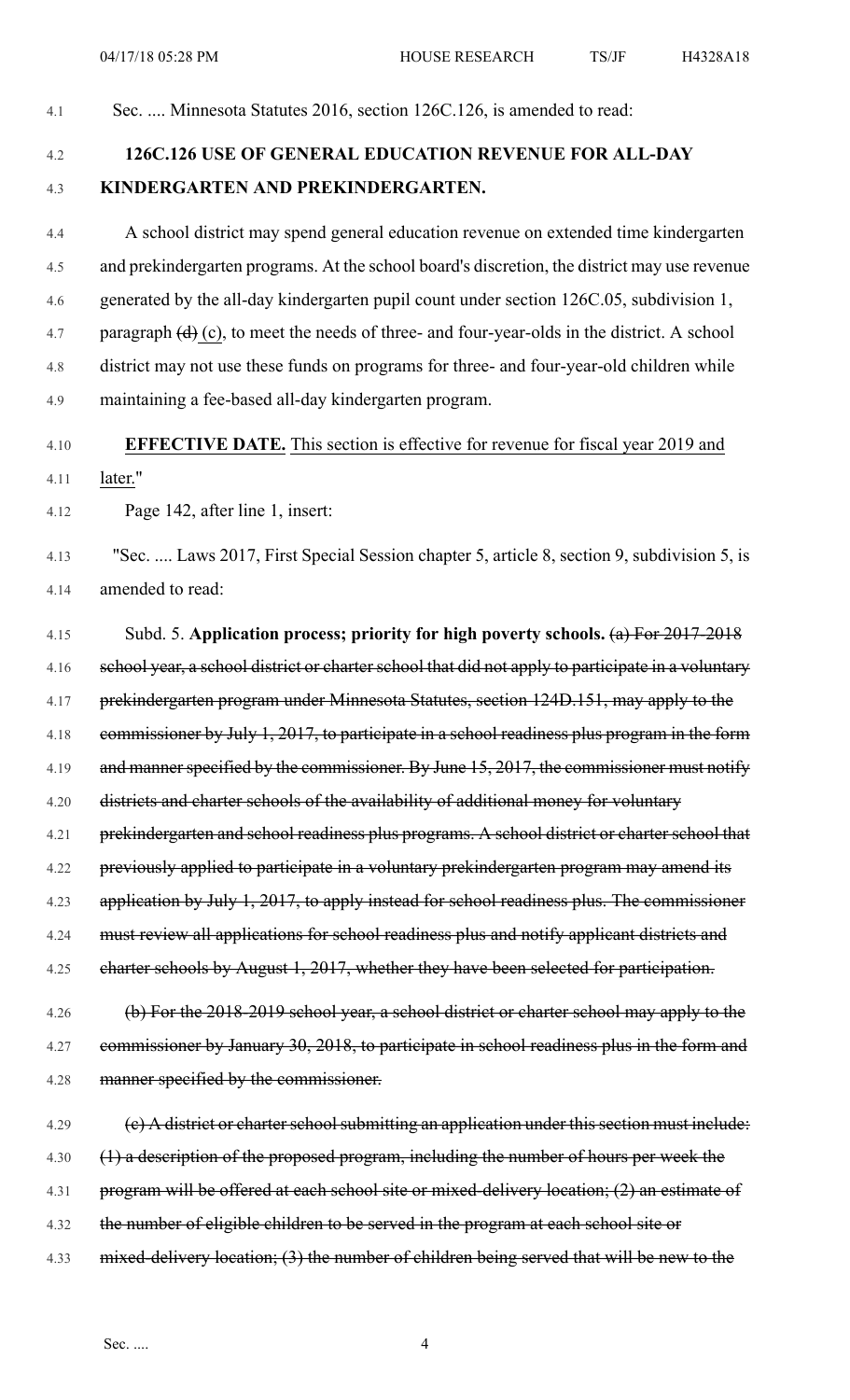Sec. .... Minnesota Statutes 2016, section 126C.126, is amended to read:

**126C.126 USE OF GENERAL EDUCATION REVENUE FOR ALL-DAY KINDERGARTEN AND PREKINDERGARTEN.**

A school district may spend general education revenue on extended time kindergarten and prekindergarten programs. At the school board's discretion, the district may use revenue generated by the all-day kindergarten pupil count under section 126C.05, subdivision 1, paragraph ~~(d)~~ <u>(c)</u>, to meet the needs of three- and four-year-olds in the district. A school district may not use these funds on programs for three- and four-year-old children while maintaining a fee-based all-day kindergarten program.

**EFFECTIVE DATE.** <u>This section is effective for revenue for fiscal year 2019 and later.</u>"

Page 142, after line 1, insert:

"Sec. .... Laws 2017, First Special Session chapter 5, article 8, section 9, subdivision 5, is amended to read:

Subd. 5. **Application process; priority for high poverty schools.** ~~(a) For 2017-2018 school year, a school district or charter school that did not apply to participate in a voluntary prekindergarten program under Minnesota Statutes, section 124D.151, may apply to the commissioner by July 1, 2017, to participate in a school readiness plus program in the form and manner specified by the commissioner. By June 15, 2017, the commissioner must notify districts and charter schools of the availability of additional money for voluntary prekindergarten and school readiness plus programs. A school district or charter school that previously applied to participate in a voluntary prekindergarten program may amend its application by July 1, 2017, to apply instead for school readiness plus. The commissioner must review all applications for school readiness plus and notify applicant districts and charter schools by August 1, 2017, whether they have been selected for participation.~~

~~(b) For the 2018-2019 school year, a school district or charter school may apply to the commissioner by January 30, 2018, to participate in school readiness plus in the form and manner specified by the commissioner.~~

~~(c) A district or charter school submitting an application under this section must include: (1) a description of the proposed program, including the number of hours per week the program will be offered at each school site or mixed-delivery location; (2) an estimate of the number of eligible children to be served in the program at each school site or mixed-delivery location; (3) the number of children being served that will be new to the~~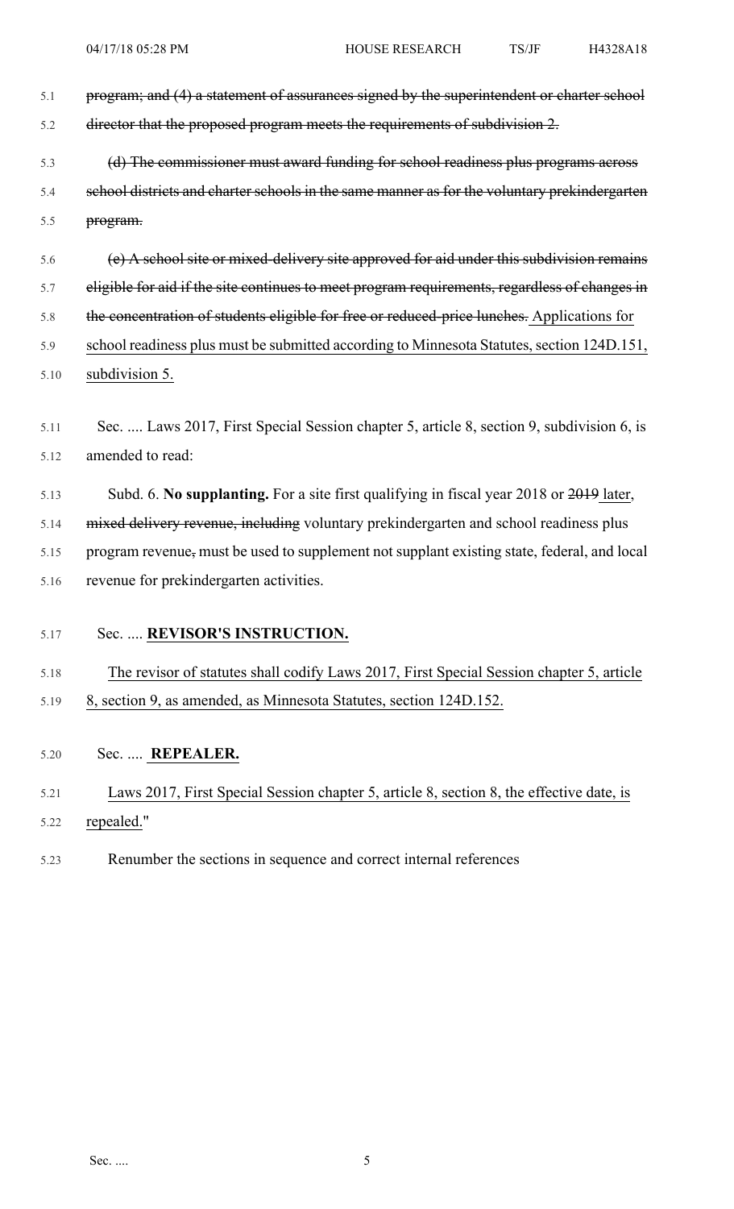5.1 ~~program; and (4) a statement of assurances signed by the superintendent or charter school~~
5.2 ~~director that the proposed program meets the requirements of subdivision 2.~~

5.3 ~~(d) The commissioner must award funding for school readiness plus programs across~~
5.4 ~~school districts and charter schools in the same manner as for the voluntary prekindergarten~~
5.5 ~~program.~~

5.6 ~~(e) A school site or mixed-delivery site approved for aid under this subdivision remains~~
5.7 ~~eligible for aid if the site continues to meet program requirements, regardless of changes in~~
5.8 ~~the concentration of students eligible for free or reduced-price lunches.~~ <u>Applications for</u>
5.9 <u>school readiness plus must be submitted according to Minnesota Statutes, section 124D.151,</u>
5.10 <u>subdivision 5.</u>

5.11 Sec. .... Laws 2017, First Special Session chapter 5, article 8, section 9, subdivision 6, is
5.12 amended to read:

5.13 Subd. 6. **No supplanting.** For a site first qualifying in fiscal year 2018 or ~~2019~~ <u>later</u>,
5.14 ~~mixed delivery revenue, including~~ voluntary prekindergarten and school readiness plus
5.15 program revenue~~,~~ must be used to supplement not supplant existing state, federal, and local
5.16 revenue for prekindergarten activities.

5.17 Sec. .... <u>**REVISOR'S INSTRUCTION.**</u>

5.18 <u>The revisor of statutes shall codify Laws 2017, First Special Session chapter 5, article</u>
5.19 <u>8, section 9, as amended, as Minnesota Statutes, section 124D.152.</u>

5.20 Sec. .... <u>**REPEALER.**</u>

5.21 <u>Laws 2017, First Special Session chapter 5, article 8, section 8, the effective date, is</u>
5.22 <u>repealed.</u>"

5.23 Renumber the sections in sequence and correct internal references